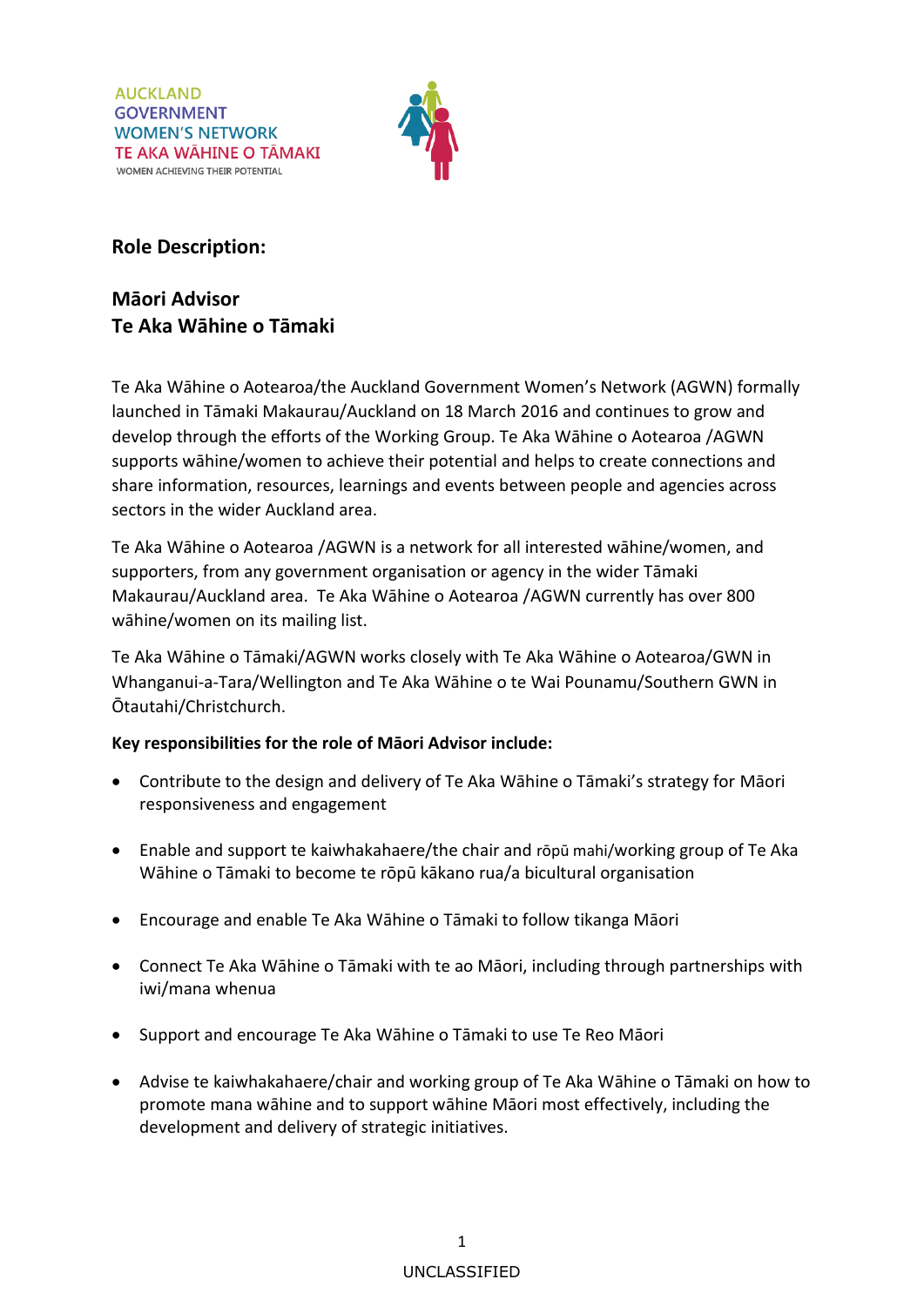AUCKLAND
GOVERNMENT
WOMEN'S NETWORK
TE AKA WĀHINE O TĀMAKI
WOMEN ACHIEVING THEIR POTENTIAL

## Role Description:

## Māori Advisor
## Te Aka Wāhine o Tāmaki

Te Aka Wāhine o Aotearoa/the Auckland Government Women's Network (AGWN) formally launched in Tāmaki Makaurau/Auckland on 18 March 2016 and continues to grow and develop through the efforts of the Working Group. Te Aka Wāhine o Aotearoa /AGWN supports wāhine/women to achieve their potential and helps to create connections and share information, resources, learnings and events between people and agencies across sectors in the wider Auckland area.

Te Aka Wāhine o Aotearoa /AGWN is a network for all interested wāhine/women, and supporters, from any government organisation or agency in the wider Tāmaki Makaurau/Auckland area. Te Aka Wāhine o Aotearoa /AGWN currently has over 800 wāhine/women on its mailing list.

Te Aka Wāhine o Tāmaki/AGWN works closely with Te Aka Wāhine o Aotearoa/GWN in Whanganui-a-Tara/Wellington and Te Aka Wāhine o te Wai Pounamu/Southern GWN in Ōtautahi/Christchurch.

**Key responsibilities for the role of Māori Advisor include:**

- Contribute to the design and delivery of Te Aka Wāhine o Tāmaki's strategy for Māori responsiveness and engagement
- Enable and support te kaiwhakahaere/the chair and rōpū mahi/working group of Te Aka Wāhine o Tāmaki to become te rōpū kākano rua/a bicultural organisation
- Encourage and enable Te Aka Wāhine o Tāmaki to follow tikanga Māori
- Connect Te Aka Wāhine o Tāmaki with te ao Māori, including through partnerships with iwi/mana whenua
- Support and encourage Te Aka Wāhine o Tāmaki to use Te Reo Māori
- Advise te kaiwhakahaere/chair and working group of Te Aka Wāhine o Tāmaki on how to promote mana wāhine and to support wāhine Māori most effectively, including the development and delivery of strategic initiatives.

UNCLASSIFIED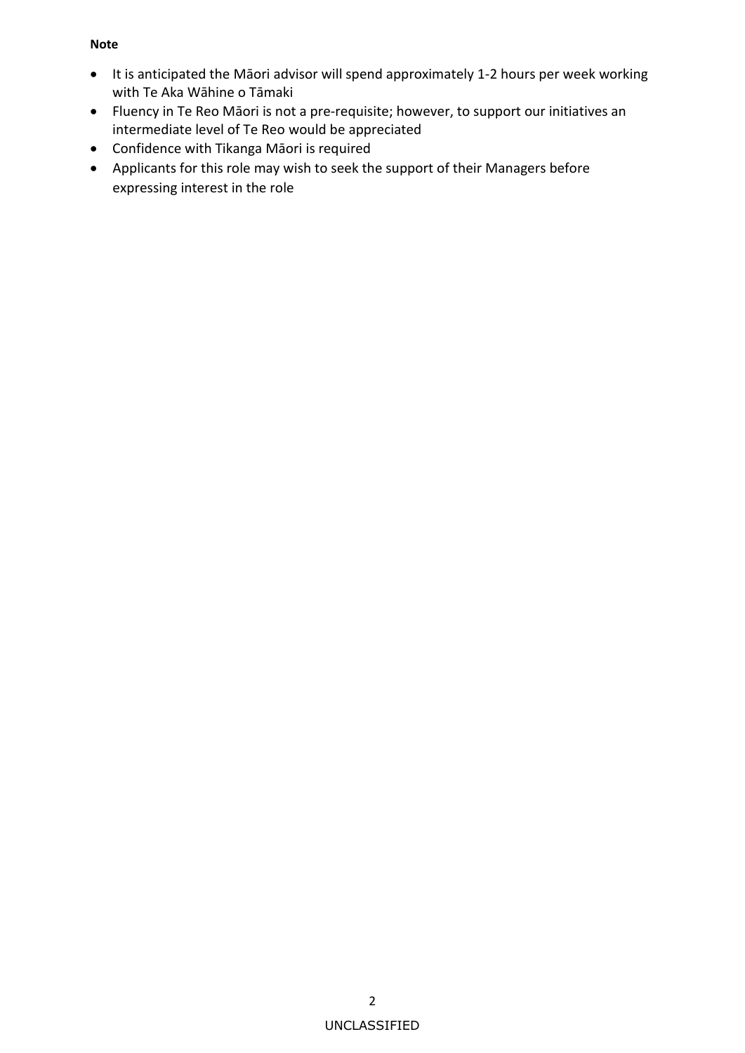**Note**

- It is anticipated the Māori advisor will spend approximately 1-2 hours per week working with Te Aka Wāhine o Tāmaki
- Fluency in Te Reo Māori is not a pre-requisite; however, to support our initiatives an intermediate level of Te Reo would be appreciated
- Confidence with Tikanga Māori is required
- Applicants for this role may wish to seek the support of their Managers before expressing interest in the role